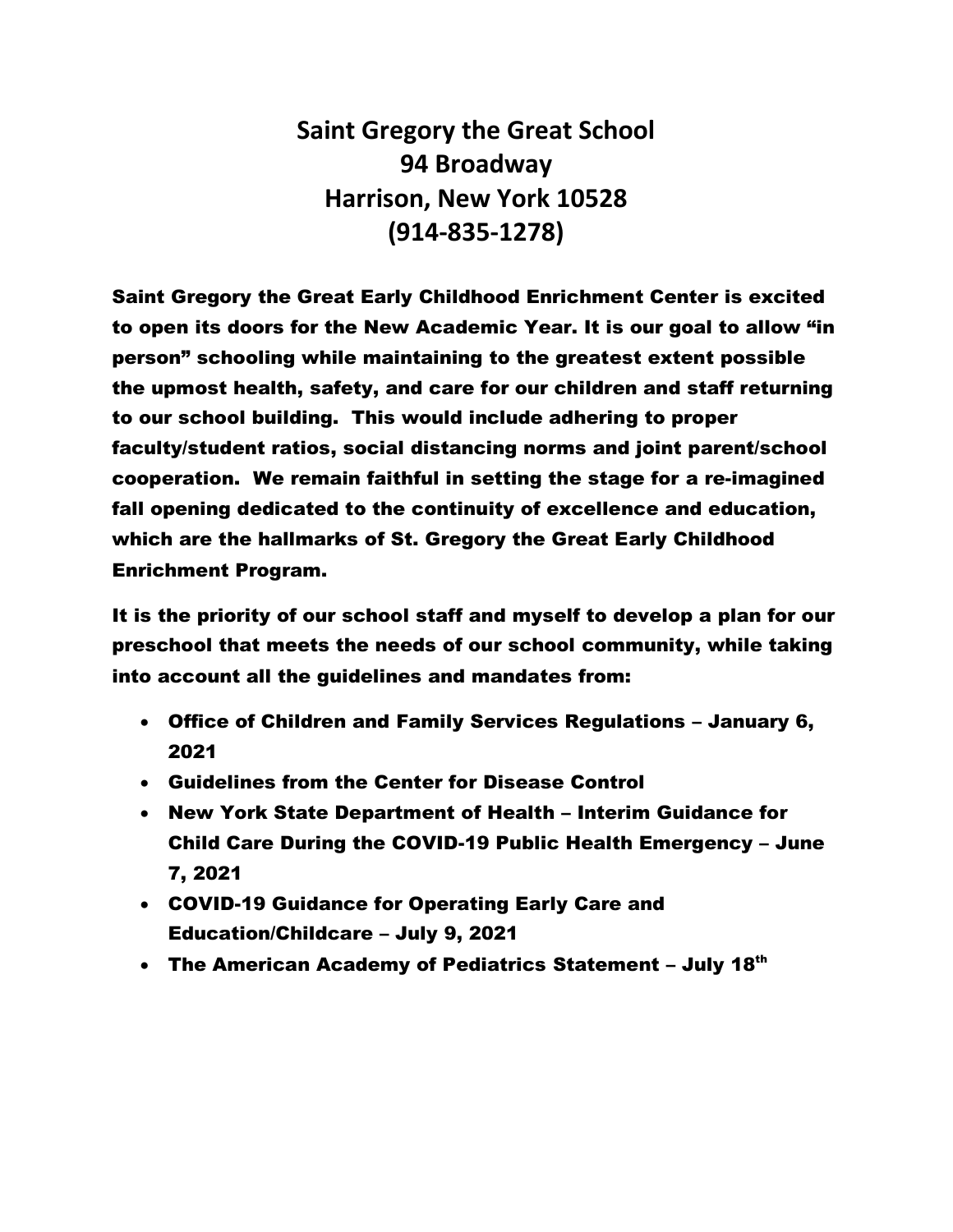# Saint Gregory the Great School
## 94 Broadway
## Harrison, New York 10528
## (914-835-1278)

**Saint Gregory the Great Early Childhood Enrichment Center is excited to open its doors for the New Academic Year. It is our goal to allow "in person" schooling while maintaining to the greatest extent possible the upmost health, safety, and care for our children and staff returning to our school building. This would include adhering to proper faculty/student ratios, social distancing norms and joint parent/school cooperation. We remain faithful in setting the stage for a re-imagined fall opening dedicated to the continuity of excellence and education, which are the hallmarks of St. Gregory the Great Early Childhood Enrichment Program.**

**It is the priority of our school staff and myself to develop a plan for our preschool that meets the needs of our school community, while taking into account all the guidelines and mandates from:**

- **Office of Children and Family Services Regulations – January 6, 2021**
- **Guidelines from the Center for Disease Control**
- **New York State Department of Health – Interim Guidance for Child Care During the COVID-19 Public Health Emergency – June 7, 2021**
- **COVID-19 Guidance for Operating Early Care and Education/Childcare – July 9, 2021**
- **The American Academy of Pediatrics Statement – July 18th**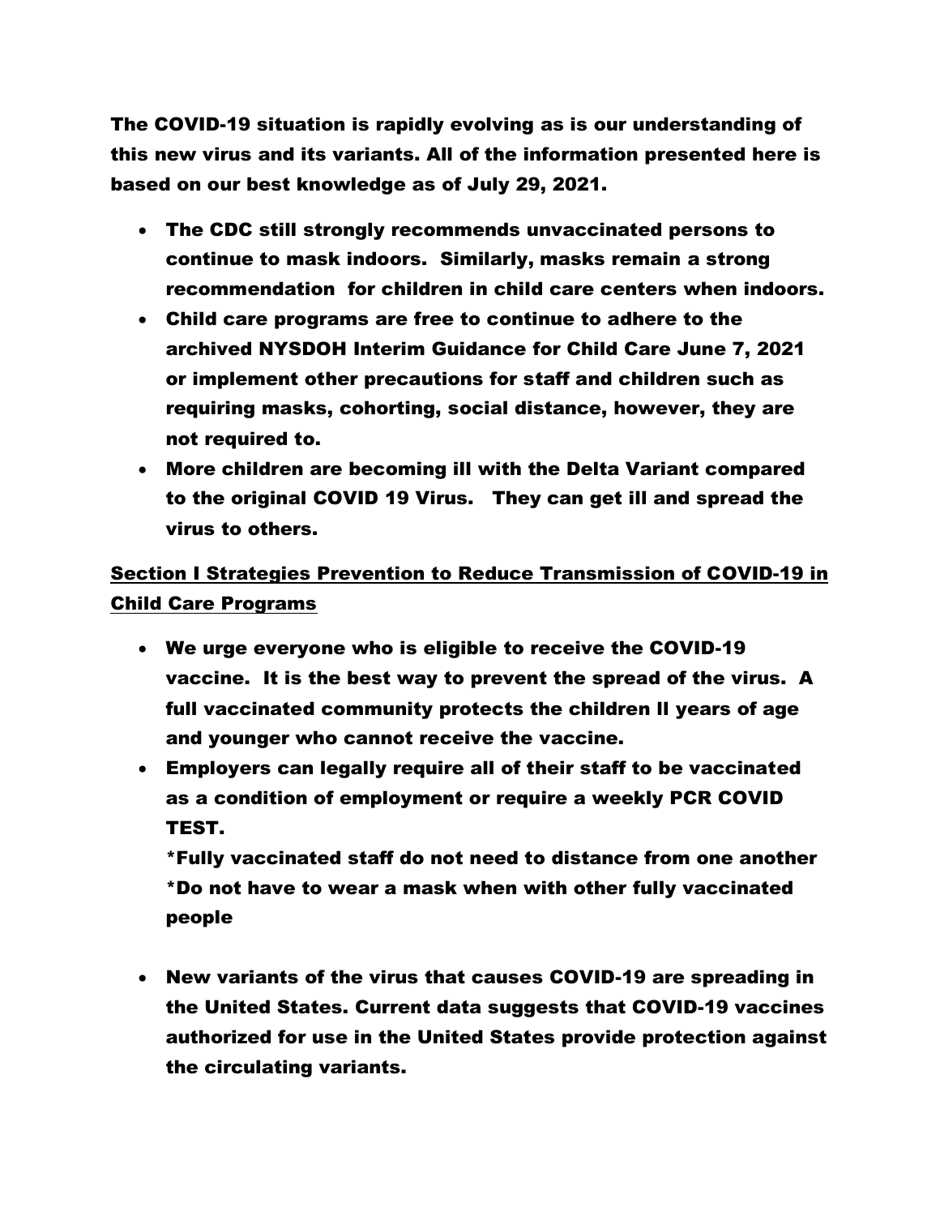**The COVID-19 situation is rapidly evolving as is our understanding of this new virus and its variants. All of the information presented here is based on our best knowledge as of July 29, 2021.**

- **The CDC still strongly recommends unvaccinated persons to continue to mask indoors. Similarly, masks remain a strong recommendation for children in child care centers when indoors.**
- **Child care programs are free to continue to adhere to the archived NYSDOH Interim Guidance for Child Care June 7, 2021 or implement other precautions for staff and children such as requiring masks, cohorting, social distance, however, they are not required to.**
- **More children are becoming ill with the Delta Variant compared to the original COVID 19 Virus. They can get ill and spread the virus to others.**

## <u>Section I Strategies Prevention to Reduce Transmission of COVID-19 in Child Care Programs</u>

- **We urge everyone who is eligible to receive the COVID-19 vaccine. It is the best way to prevent the spread of the virus. A full vaccinated community protects the children ll years of age and younger who cannot receive the vaccine.**
- **Employers can legally require all of their staff to be vaccinated as a condition of employment or require a weekly PCR COVID TEST.**
  **\*Fully vaccinated staff do not need to distance from one another**
  **\*Do not have to wear a mask when with other fully vaccinated people**
- **New variants of the virus that causes COVID-19 are spreading in the United States. Current data suggests that COVID-19 vaccines authorized for use in the United States provide protection against the circulating variants.**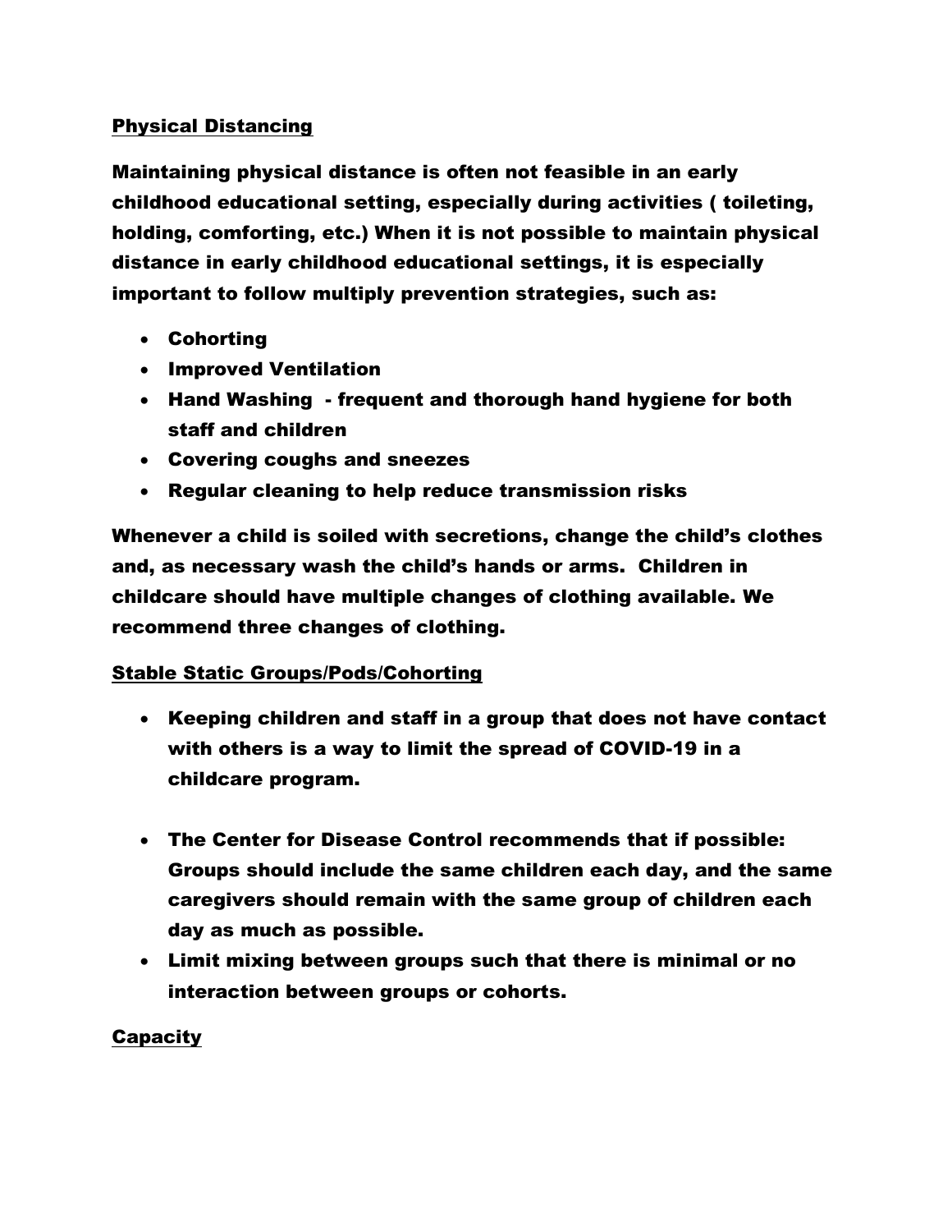## Physical Distancing

**Maintaining physical distance is often not feasible in an early childhood educational setting, especially during activities ( toileting, holding, comforting, etc.) When it is not possible to maintain physical distance in early childhood educational settings, it is especially important to follow multiply prevention strategies, such as:**

- **Cohorting**
- **Improved Ventilation**
- **Hand Washing - frequent and thorough hand hygiene for both staff and children**
- **Covering coughs and sneezes**
- **Regular cleaning to help reduce transmission risks**

**Whenever a child is soiled with secretions, change the child's clothes and, as necessary wash the child's hands or arms. Children in childcare should have multiple changes of clothing available. We recommend three changes of clothing.**

## Stable Static Groups/Pods/Cohorting

- **Keeping children and staff in a group that does not have contact with others is a way to limit the spread of COVID-19 in a childcare program.**
- **The Center for Disease Control recommends that if possible: Groups should include the same children each day, and the same caregivers should remain with the same group of children each day as much as possible.**
- **Limit mixing between groups such that there is minimal or no interaction between groups or cohorts.**

## Capacity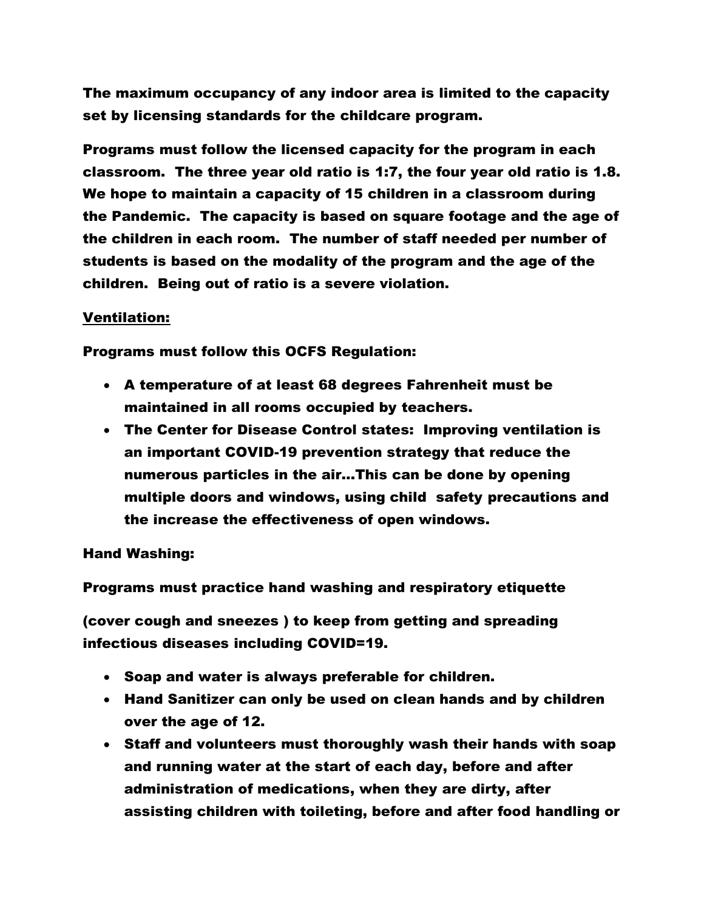**The maximum occupancy of any indoor area is limited to the capacity set by licensing standards for the childcare program.**

**Programs must follow the licensed capacity for the program in each classroom. The three year old ratio is 1:7, the four year old ratio is 1.8. We hope to maintain a capacity of 15 children in a classroom during the Pandemic. The capacity is based on square footage and the age of the children in each room. The number of staff needed per number of students is based on the modality of the program and the age of the children. Being out of ratio is a severe violation.**

**<u>Ventilation:</u>**

**Programs must follow this OCFS Regulation:**

- **A temperature of at least 68 degrees Fahrenheit must be maintained in all rooms occupied by teachers.**
- **The Center for Disease Control states: Improving ventilation is an important COVID-19 prevention strategy that reduce the numerous particles in the air…This can be done by opening multiple doors and windows, using child safety precautions and the increase the effectiveness of open windows.**

**Hand Washing:**

**Programs must practice hand washing and respiratory etiquette**

**(cover cough and sneezes ) to keep from getting and spreading infectious diseases including COVID=19.**

- **Soap and water is always preferable for children.**
- **Hand Sanitizer can only be used on clean hands and by children over the age of 12.**
- **Staff and volunteers must thoroughly wash their hands with soap and running water at the start of each day, before and after administration of medications, when they are dirty, after assisting children with toileting, before and after food handling or**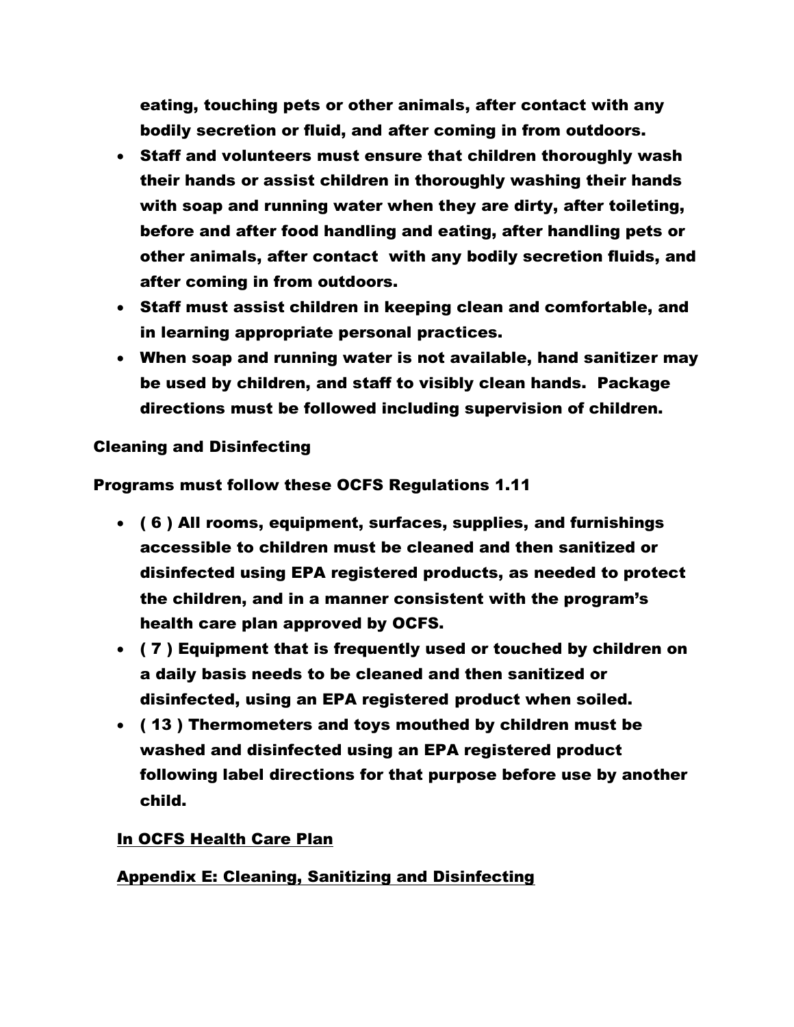eating, touching pets or other animals, after contact with any bodily secretion or fluid, and after coming in from outdoors.

- Staff and volunteers must ensure that children thoroughly wash their hands or assist children in thoroughly washing their hands with soap and running water when they are dirty, after toileting, before and after food handling and eating, after handling pets or other animals, after contact with any bodily secretion fluids, and after coming in from outdoors.
- Staff must assist children in keeping clean and comfortable, and in learning appropriate personal practices.
- When soap and running water is not available, hand sanitizer may be used by children, and staff to visibly clean hands. Package directions must be followed including supervision of children.

**Cleaning and Disinfecting**

**Programs must follow these OCFS Regulations 1.11**

- ( 6 ) All rooms, equipment, surfaces, supplies, and furnishings accessible to children must be cleaned and then sanitized or disinfected using EPA registered products, as needed to protect the children, and in a manner consistent with the program's health care plan approved by OCFS.
- ( 7 ) Equipment that is frequently used or touched by children on a daily basis needs to be cleaned and then sanitized or disinfected, using an EPA registered product when soiled.
- ( 13 ) Thermometers and toys mouthed by children must be washed and disinfected using an EPA registered product following label directions for that purpose before use by another child.

**<u>In OCFS Health Care Plan</u>**

**<u>Appendix E: Cleaning, Sanitizing and Disinfecting</u>**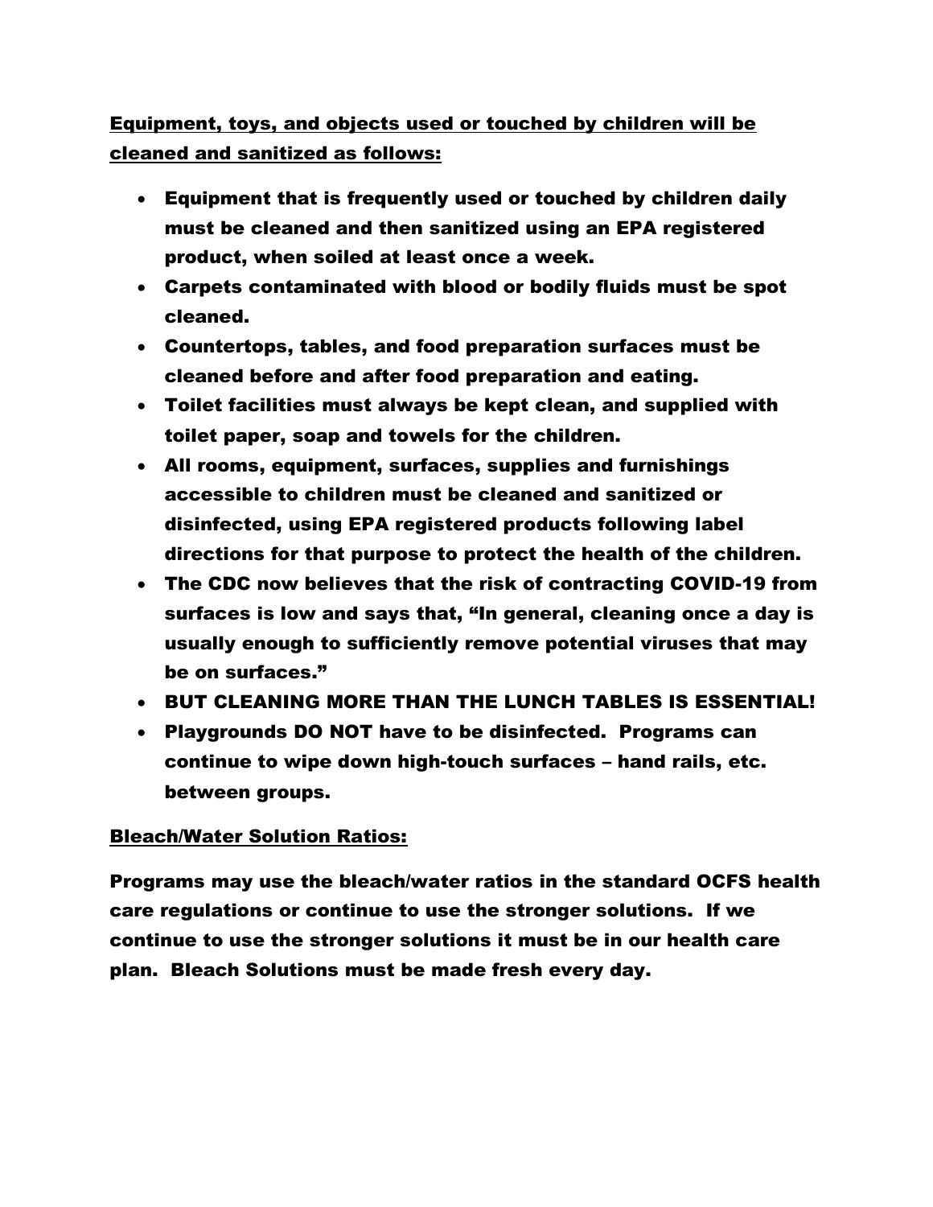**Equipment, toys, and objects used or touched by children will be cleaned and sanitized as follows:**

- **Equipment that is frequently used or touched by children daily must be cleaned and then sanitized using an EPA registered product, when soiled at least once a week.**
- **Carpets contaminated with blood or bodily fluids must be spot cleaned.**
- **Countertops, tables, and food preparation surfaces must be cleaned before and after food preparation and eating.**
- **Toilet facilities must always be kept clean, and supplied with toilet paper, soap and towels for the children.**
- **All rooms, equipment, surfaces, supplies and furnishings accessible to children must be cleaned and sanitized or disinfected, using EPA registered products following label directions for that purpose to protect the health of the children.**
- **The CDC now believes that the risk of contracting COVID-19 from surfaces is low and says that, "In general, cleaning once a day is usually enough to sufficiently remove potential viruses that may be on surfaces."**
- **BUT CLEANING MORE THAN THE LUNCH TABLES IS ESSENTIAL!**
- **Playgrounds DO NOT have to be disinfected. Programs can continue to wipe down high-touch surfaces – hand rails, etc. between groups.**

**Bleach/Water Solution Ratios:**

**Programs may use the bleach/water ratios in the standard OCFS health care regulations or continue to use the stronger solutions. If we continue to use the stronger solutions it must be in our health care plan. Bleach Solutions must be made fresh every day.**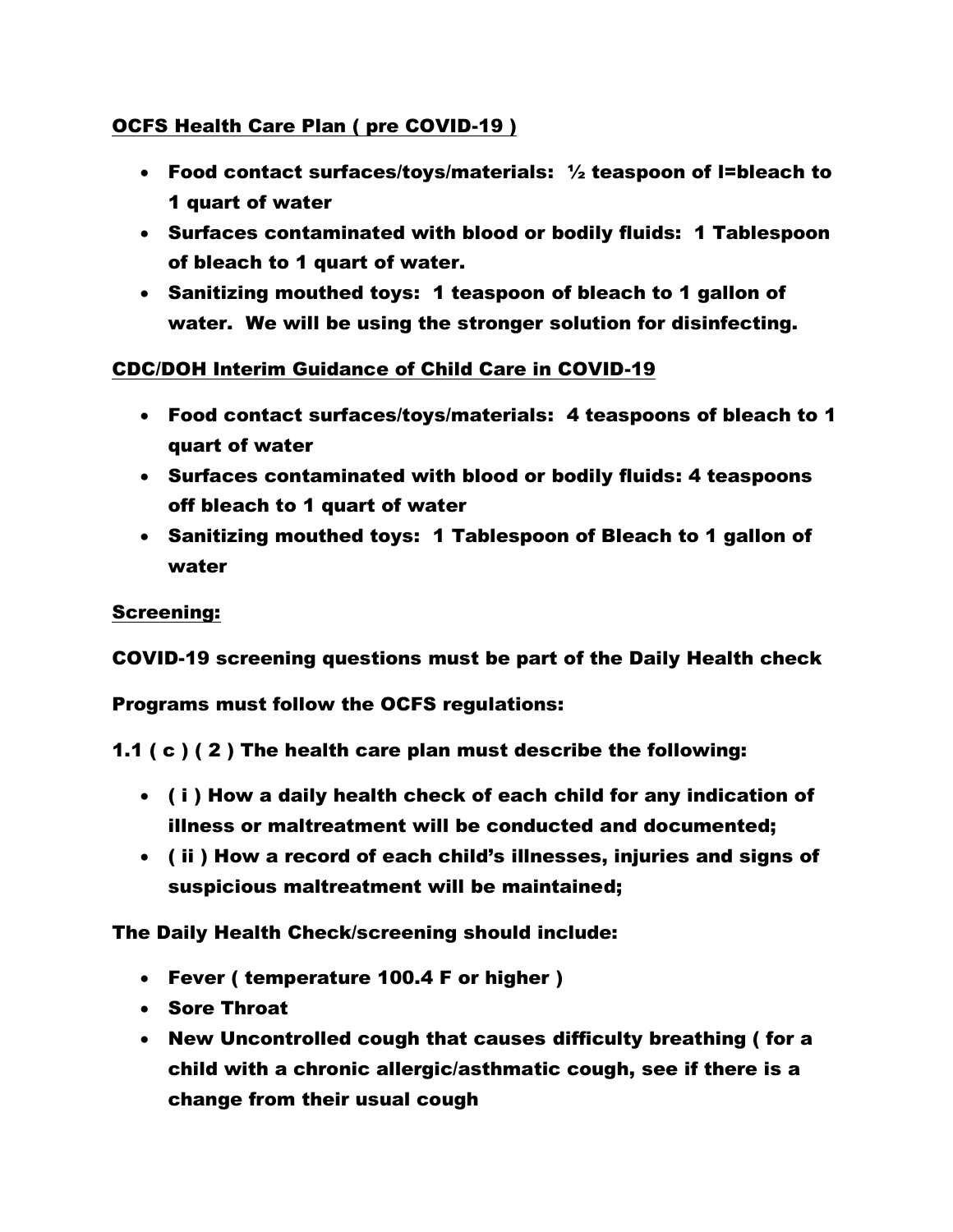**OCFS Health Care Plan ( pre COVID-19 )**

- **Food contact surfaces/toys/materials: ½ teaspoon of l=bleach to 1 quart of water**
- **Surfaces contaminated with blood or bodily fluids: 1 Tablespoon of bleach to 1 quart of water.**
- **Sanitizing mouthed toys: 1 teaspoon of bleach to 1 gallon of water. We will be using the stronger solution for disinfecting.**

**CDC/DOH Interim Guidance of Child Care in COVID-19**

- **Food contact surfaces/toys/materials: 4 teaspoons of bleach to 1 quart of water**
- **Surfaces contaminated with blood or bodily fluids: 4 teaspoons off bleach to 1 quart of water**
- **Sanitizing mouthed toys: 1 Tablespoon of Bleach to 1 gallon of water**

**Screening:**

**COVID-19 screening questions must be part of the Daily Health check**

**Programs must follow the OCFS regulations:**

**1.1 ( c ) ( 2 ) The health care plan must describe the following:**

- **( i ) How a daily health check of each child for any indication of illness or maltreatment will be conducted and documented;**
- **( ii ) How a record of each child's illnesses, injuries and signs of suspicious maltreatment will be maintained;**

**The Daily Health Check/screening should include:**

- **Fever ( temperature 100.4 F or higher )**
- **Sore Throat**
- **New Uncontrolled cough that causes difficulty breathing ( for a child with a chronic allergic/asthmatic cough, see if there is a change from their usual cough**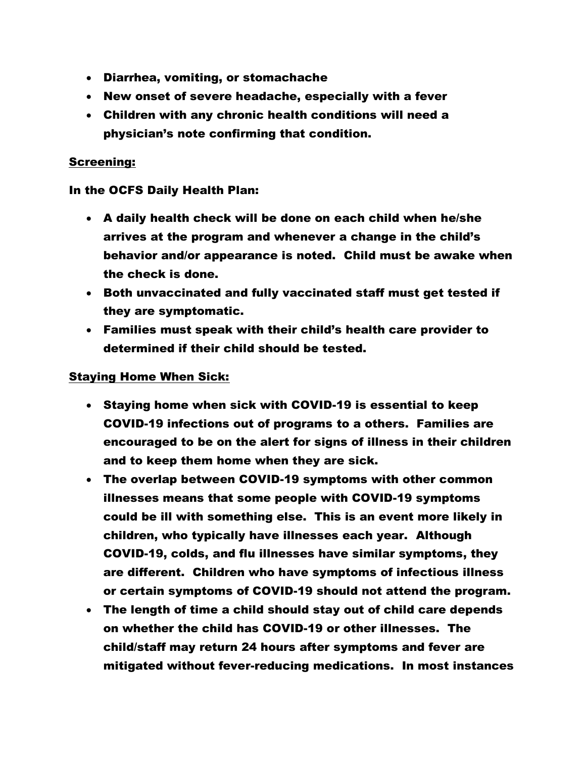- **Diarrhea, vomiting, or stomachache**
- **New onset of severe headache, especially with a fever**
- **Children with any chronic health conditions will need a physician's note confirming that condition.**

**<u>Screening:</u>**

**In the OCFS Daily Health Plan:**

- **A daily health check will be done on each child when he/she arrives at the program and whenever a change in the child's behavior and/or appearance is noted. Child must be awake when the check is done.**
- **Both unvaccinated and fully vaccinated staff must get tested if they are symptomatic.**
- **Families must speak with their child's health care provider to determined if their child should be tested.**

**<u>Staying Home When Sick:</u>**

- **Staying home when sick with COVID-19 is essential to keep COVID-19 infections out of programs to a others. Families are encouraged to be on the alert for signs of illness in their children and to keep them home when they are sick.**
- **The overlap between COVID-19 symptoms with other common illnesses means that some people with COVID-19 symptoms could be ill with something else. This is an event more likely in children, who typically have illnesses each year. Although COVID-19, colds, and flu illnesses have similar symptoms, they are different. Children who have symptoms of infectious illness or certain symptoms of COVID-19 should not attend the program.**
- **The length of time a child should stay out of child care depends on whether the child has COVID-19 or other illnesses. The child/staff may return 24 hours after symptoms and fever are mitigated without fever-reducing medications. In most instances**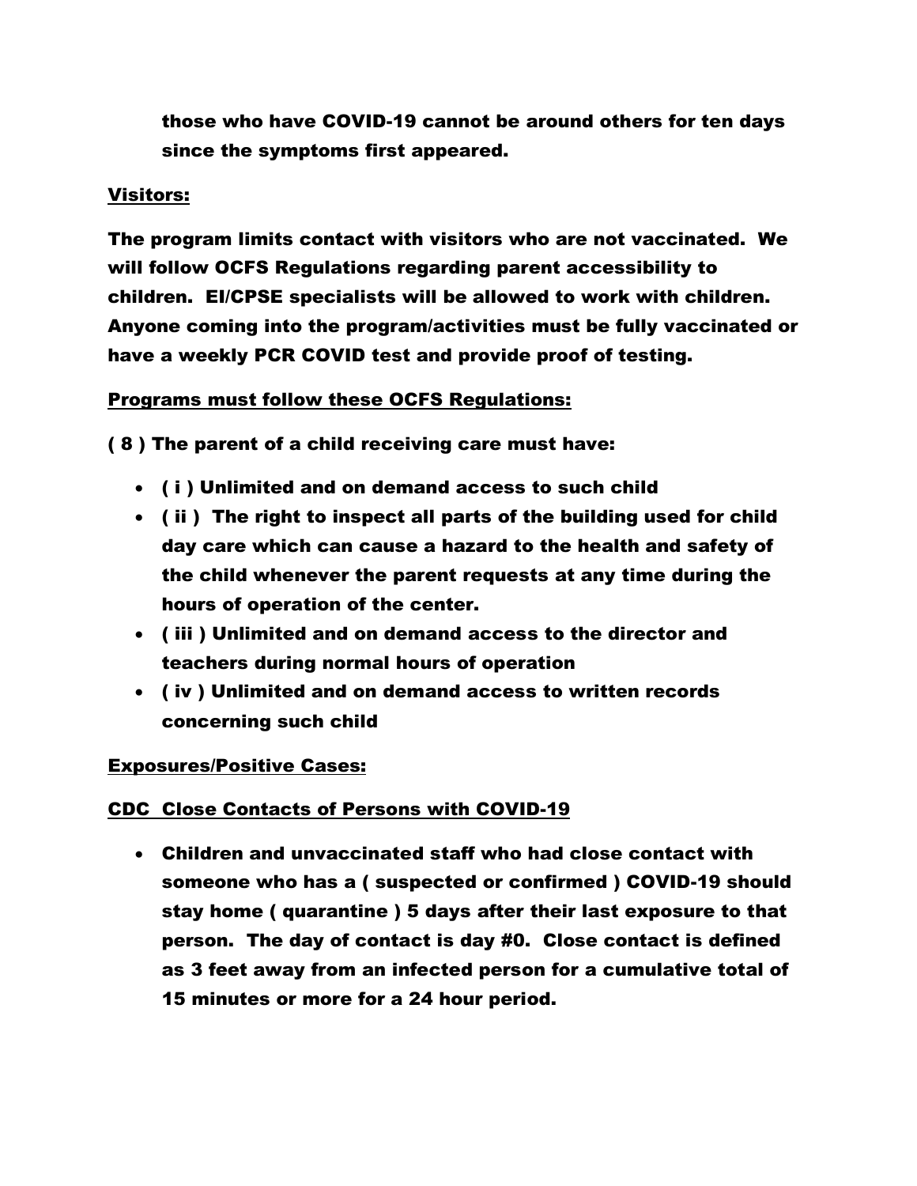**those who have COVID-19 cannot be around others for ten days since the symptoms first appeared.**

**Visitors:**

**The program limits contact with visitors who are not vaccinated. We will follow OCFS Regulations regarding parent accessibility to children. EI/CPSE specialists will be allowed to work with children. Anyone coming into the program/activities must be fully vaccinated or have a weekly PCR COVID test and provide proof of testing.**

**Programs must follow these OCFS Regulations:**

**( 8 ) The parent of a child receiving care must have:**

- **( i ) Unlimited and on demand access to such child**
- **( ii ) The right to inspect all parts of the building used for child day care which can cause a hazard to the health and safety of the child whenever the parent requests at any time during the hours of operation of the center.**
- **( iii ) Unlimited and on demand access to the director and teachers during normal hours of operation**
- **( iv ) Unlimited and on demand access to written records concerning such child**

**Exposures/Positive Cases:**

**CDC Close Contacts of Persons with COVID-19**

- **Children and unvaccinated staff who had close contact with someone who has a ( suspected or confirmed ) COVID-19 should stay home ( quarantine ) 5 days after their last exposure to that person. The day of contact is day #0. Close contact is defined as 3 feet away from an infected person for a cumulative total of 15 minutes or more for a 24 hour period.**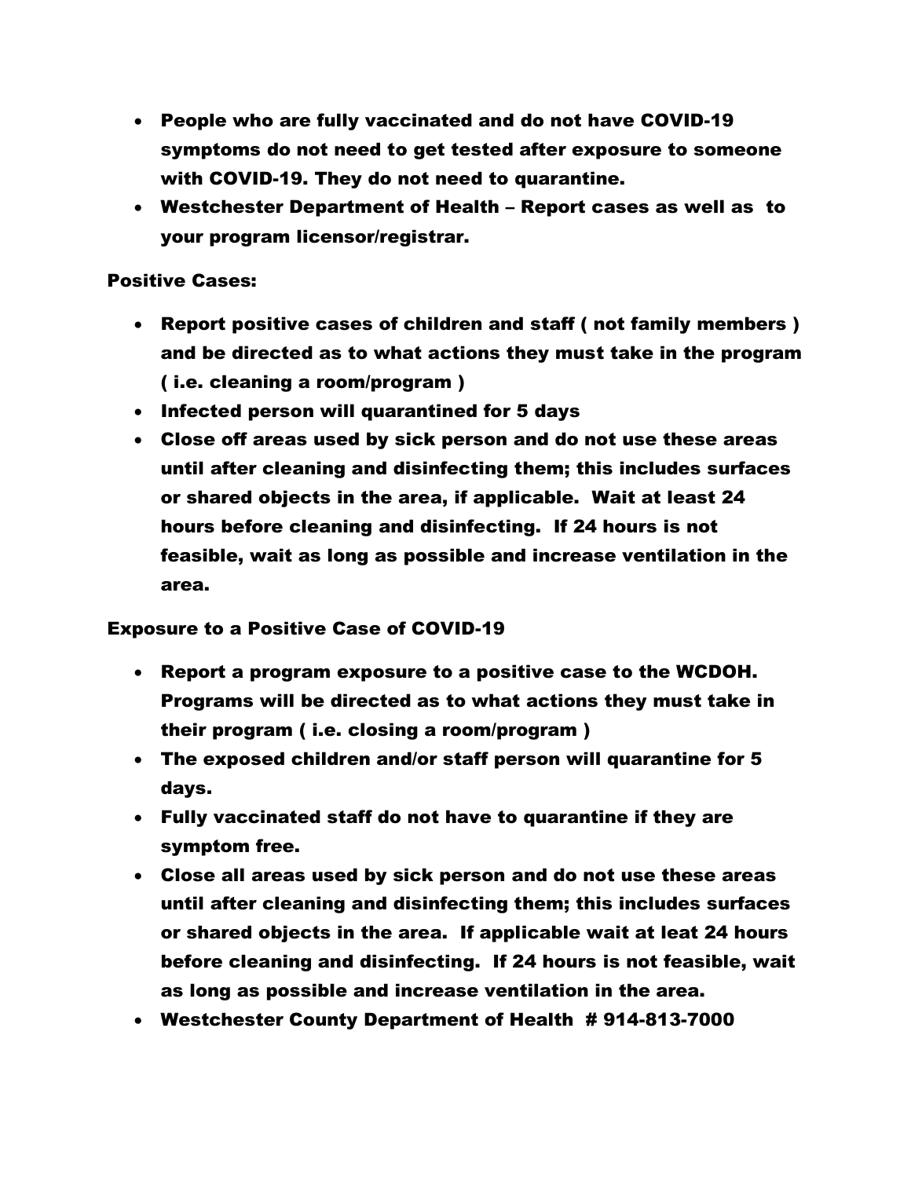- People who are fully vaccinated and do not have COVID-19 symptoms do not need to get tested after exposure to someone with COVID-19. They do not need to quarantine.
- Westchester Department of Health – Report cases as well as  to your program licensor/registrar.

**Positive Cases:**

- Report positive cases of children and staff ( not family members ) and be directed as to what actions they must take in the program ( i.e. cleaning a room/program )
- Infected person will quarantined for 5 days
- Close off areas used by sick person and do not use these areas until after cleaning and disinfecting them; this includes surfaces or shared objects in the area, if applicable.  Wait at least 24 hours before cleaning and disinfecting.  If 24 hours is not feasible, wait as long as possible and increase ventilation in the area.

**Exposure to a Positive Case of COVID-19**

- Report a program exposure to a positive case to the WCDOH. Programs will be directed as to what actions they must take in their program ( i.e. closing a room/program )
- The exposed children and/or staff person will quarantine for 5 days.
- Fully vaccinated staff do not have to quarantine if they are symptom free.
- Close all areas used by sick person and do not use these areas until after cleaning and disinfecting them; this includes surfaces or shared objects in the area.  If applicable wait at leat 24 hours before cleaning and disinfecting.  If 24 hours is not feasible, wait as long as possible and increase ventilation in the area.
- Westchester County Department of Health  # 914-813-7000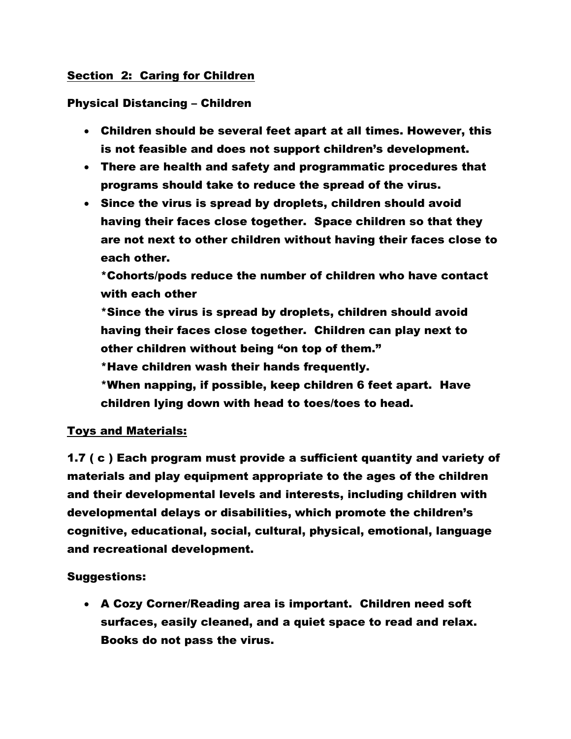## Section 2: Caring for Children

**Physical Distancing – Children**

- **Children should be several feet apart at all times. However, this is not feasible and does not support children's development.**
- **There are health and safety and programmatic procedures that programs should take to reduce the spread of the virus.**
- **Since the virus is spread by droplets, children should avoid having their faces close together. Space children so that they are not next to other children without having their faces close to each other.**

  **\*Cohorts/pods reduce the number of children who have contact with each other**

  **\*Since the virus is spread by droplets, children should avoid having their faces close together. Children can play next to other children without being "on top of them."**

  **\*Have children wash their hands frequently.**

  **\*When napping, if possible, keep children 6 feet apart. Have children lying down with head to toes/toes to head.**

### Toys and Materials:

**1.7 ( c ) Each program must provide a sufficient quantity and variety of materials and play equipment appropriate to the ages of the children and their developmental levels and interests, including children with developmental delays or disabilities, which promote the children's cognitive, educational, social, cultural, physical, emotional, language and recreational development.**

**Suggestions:**

- **A Cozy Corner/Reading area is important. Children need soft surfaces, easily cleaned, and a quiet space to read and relax. Books do not pass the virus.**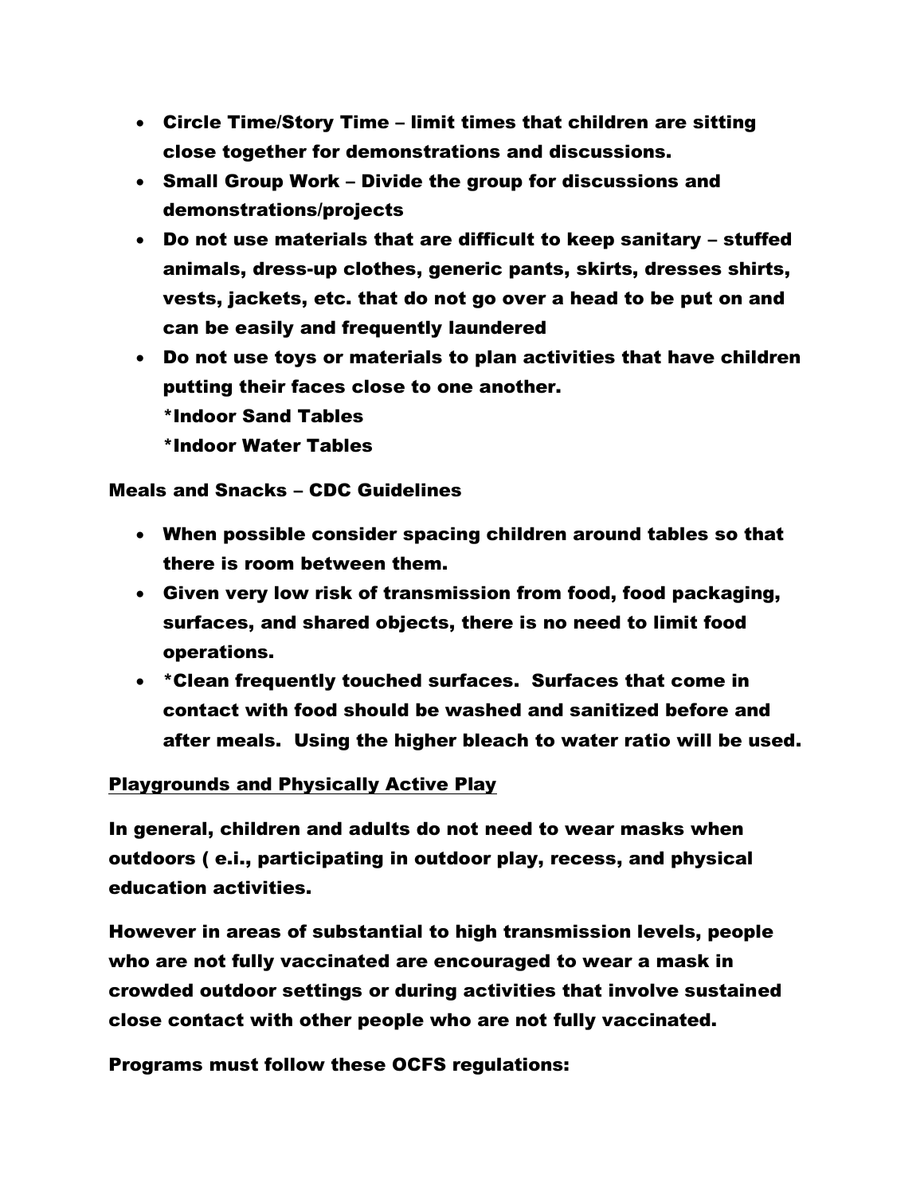- **Circle Time/Story Time – limit times that children are sitting close together for demonstrations and discussions.**
- **Small Group Work – Divide the group for discussions and demonstrations/projects**
- **Do not use materials that are difficult to keep sanitary – stuffed animals, dress-up clothes, generic pants, skirts, dresses shirts, vests, jackets, etc. that do not go over a head to be put on and can be easily and frequently laundered**
- **Do not use toys or materials to plan activities that have children putting their faces close to one another.**
  **\*Indoor Sand Tables**
  **\*Indoor Water Tables**

**Meals and Snacks – CDC Guidelines**

- **When possible consider spacing children around tables so that there is room between them.**
- **Given very low risk of transmission from food, food packaging, surfaces, and shared objects, there is no need to limit food operations.**
- **\*Clean frequently touched surfaces. Surfaces that come in contact with food should be washed and sanitized before and after meals. Using the higher bleach to water ratio will be used.**

**Playgrounds and Physically Active Play**

**In general, children and adults do not need to wear masks when outdoors ( e.i., participating in outdoor play, recess, and physical education activities.**

**However in areas of substantial to high transmission levels, people who are not fully vaccinated are encouraged to wear a mask in crowded outdoor settings or during activities that involve sustained close contact with other people who are not fully vaccinated.**

**Programs must follow these OCFS regulations:**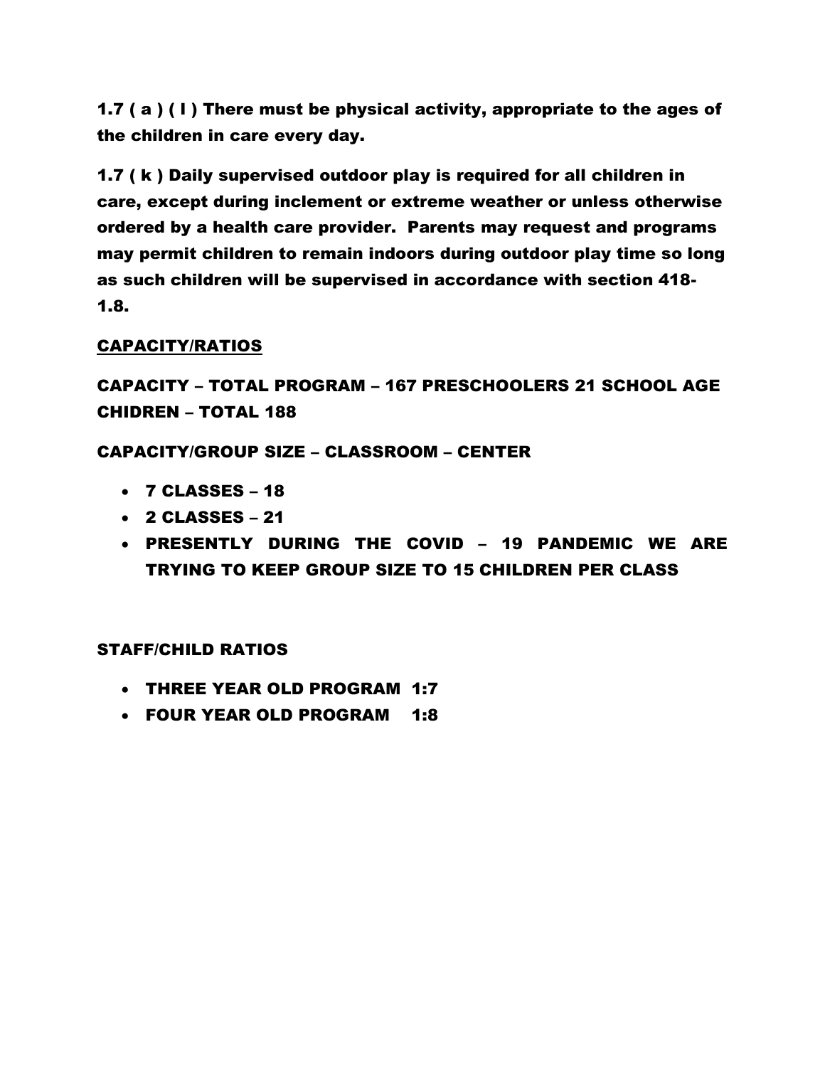**1.7 ( a ) ( l ) There must be physical activity, appropriate to the ages of the children in care every day.**

**1.7 ( k ) Daily supervised outdoor play is required for all children in care, except during inclement or extreme weather or unless otherwise ordered by a health care provider. Parents may request and programs may permit children to remain indoors during outdoor play time so long as such children will be supervised in accordance with section 418-1.8.**

## CAPACITY/RATIOS

**CAPACITY – TOTAL PROGRAM – 167 PRESCHOOLERS 21 SCHOOL AGE CHIDREN – TOTAL 188**

**CAPACITY/GROUP SIZE – CLASSROOM – CENTER**

- **7 CLASSES – 18**
- **2 CLASSES – 21**
- **PRESENTLY DURING THE COVID – 19 PANDEMIC WE ARE TRYING TO KEEP GROUP SIZE TO 15 CHILDREN PER CLASS**

**STAFF/CHILD RATIOS**

- **THREE YEAR OLD PROGRAM 1:7**
- **FOUR YEAR OLD PROGRAM 1:8**